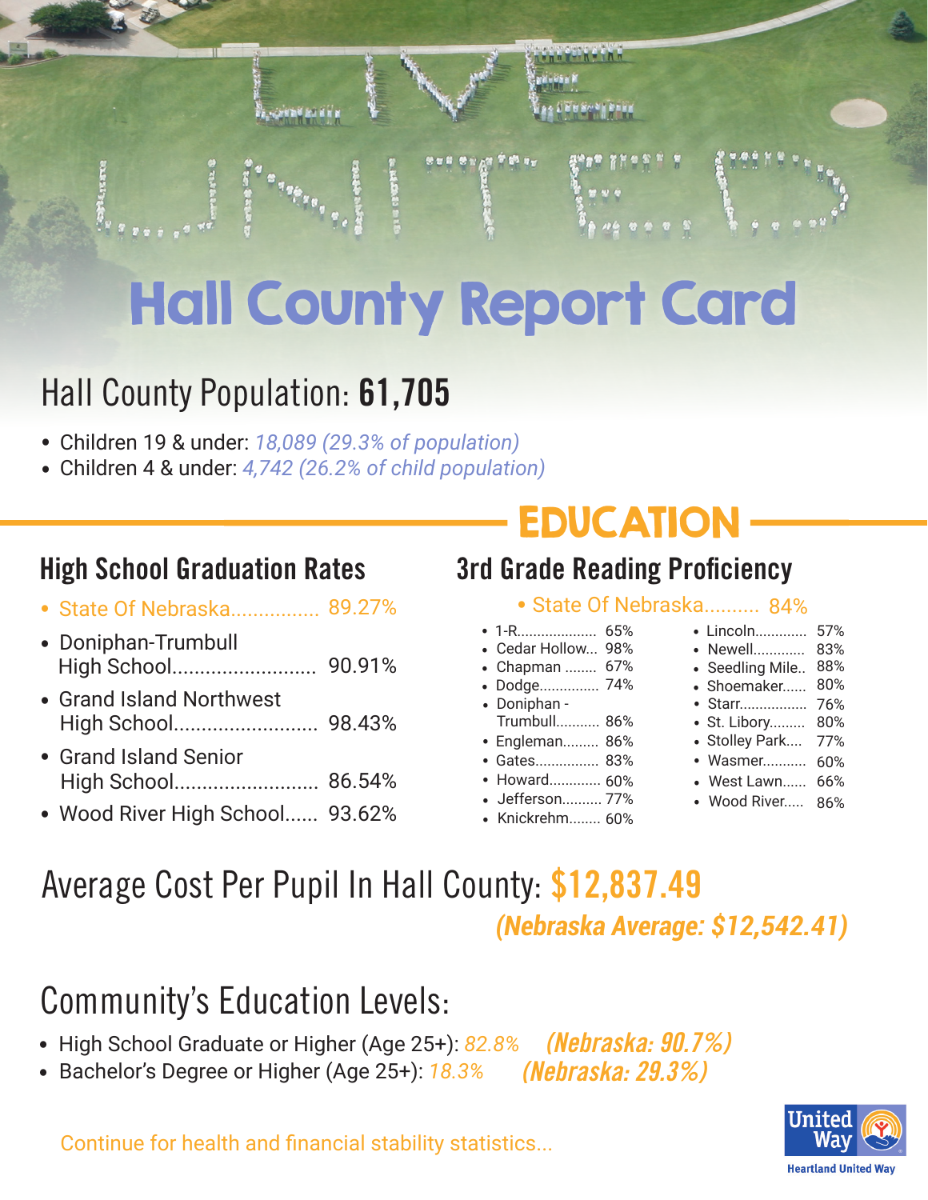# Hall County Report Card

## Hall County Population: **61,705**

- Children 19 & under: *18,089 (29.3% of population)*
- Children 4 & under: *4,742 (26.2% of child population)*

# EDUCATION

### High School Graduation Rates

- State Of Nebraska................ 89.27%
- Doniphan-Trumbull High School.......................... 90.91%
- Grand Island Northwest High School.......................... 98.43%
- Grand Island Senior High School.......................... 86.54%
- Wood River High School...... 93.62%

### 3rd Grade Reading Proficiency

- State Of Nebraska.......... 84%

- 1-R.................... 65%
- Cedar Hollow... 98%
- Chapman ........ 67%
- Dodge............... 74%
- Doniphan - Trumbull........... 86%
- Engleman......... 86%
- Gates................ 83%
- Howard............. 60%
- Jefferson.......... 77%
- Knickrehm........ 60%
- Lincoln............. 57%
- Newell............. 83%
- Seedling Mile.. 88%
- Shoemaker...... 80%
- Starr................ 76%
- St. Libory......... 80%
- Stolley Park.... 77%
- Wasmer........... 60%
- West Lawn...... 66%
- Wood River..... 86%

## Average Cost Per Pupil In Hall County: $12,837.49

***(Nebraska Average: $12,542.41)***

## Community's Education Levels:

- High School Graduate or Higher (Age 25+): *82.8%* ***(Nebraska: 90.7%)***
- Bachelor's Degree or Higher (Age 25+): *18.3%* ***(Nebraska: 29.3%)***

Continue for health and financial stability statistics...

United Way

Heartland United Way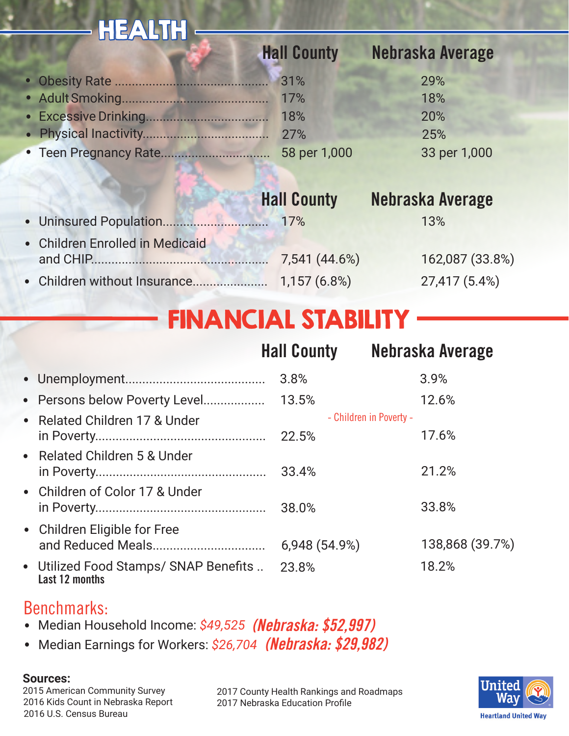## HEALTH

| | Hall County | Nebraska Average |
|---|---|---|
| Obesity Rate | 31% | 29% |
| Adult Smoking | 17% | 18% |
| Excessive Drinking | 18% | 20% |
| Physical Inactivity | 27% | 25% |
| Teen Pregnancy Rate | 58 per 1,000 | 33 per 1,000 |

| | Hall County | Nebraska Average |
|---|---|---|
| Uninsured Population | 17% | 13% |
| Children Enrolled in Medicaid and CHIP | 7,541 (44.6%) | 162,087 (33.8%) |
| Children without Insurance | 1,157 (6.8%) | 27,417 (5.4%) |

## FINANCIAL STABILITY

| | Hall County | Nebraska Average |
|---|---|---|
| Unemployment | 3.8% | 3.9% |
| Persons below Poverty Level | 13.5% | 12.6% |
| *- Children in Poverty -* | | |
| Related Children 17 & Under in Poverty | 22.5% | 17.6% |
| Related Children 5 & Under in Poverty | 33.4% | 21.2% |
| Children of Color 17 & Under in Poverty | 38.0% | 33.8% |
| Children Eligible for Free and Reduced Meals | 6,948 (54.9%) | 138,868 (39.7%) |
| Utilized Food Stamps/ SNAP Benefits **Last 12 months** | 23.8% | 18.2% |

### Benchmarks:

- Median Household Income: *$49,525* ***(Nebraska: $52,997)***
- Median Earnings for Workers: *$26,704* ***(Nebraska: $29,982)***

**Sources:**

2015 American Community Survey
2016 Kids Count in Nebraska Report
2016 U.S. Census Bureau
2017 County Health Rankings and Roadmaps
2017 Nebraska Education Profile

United Way
Heartland United Way